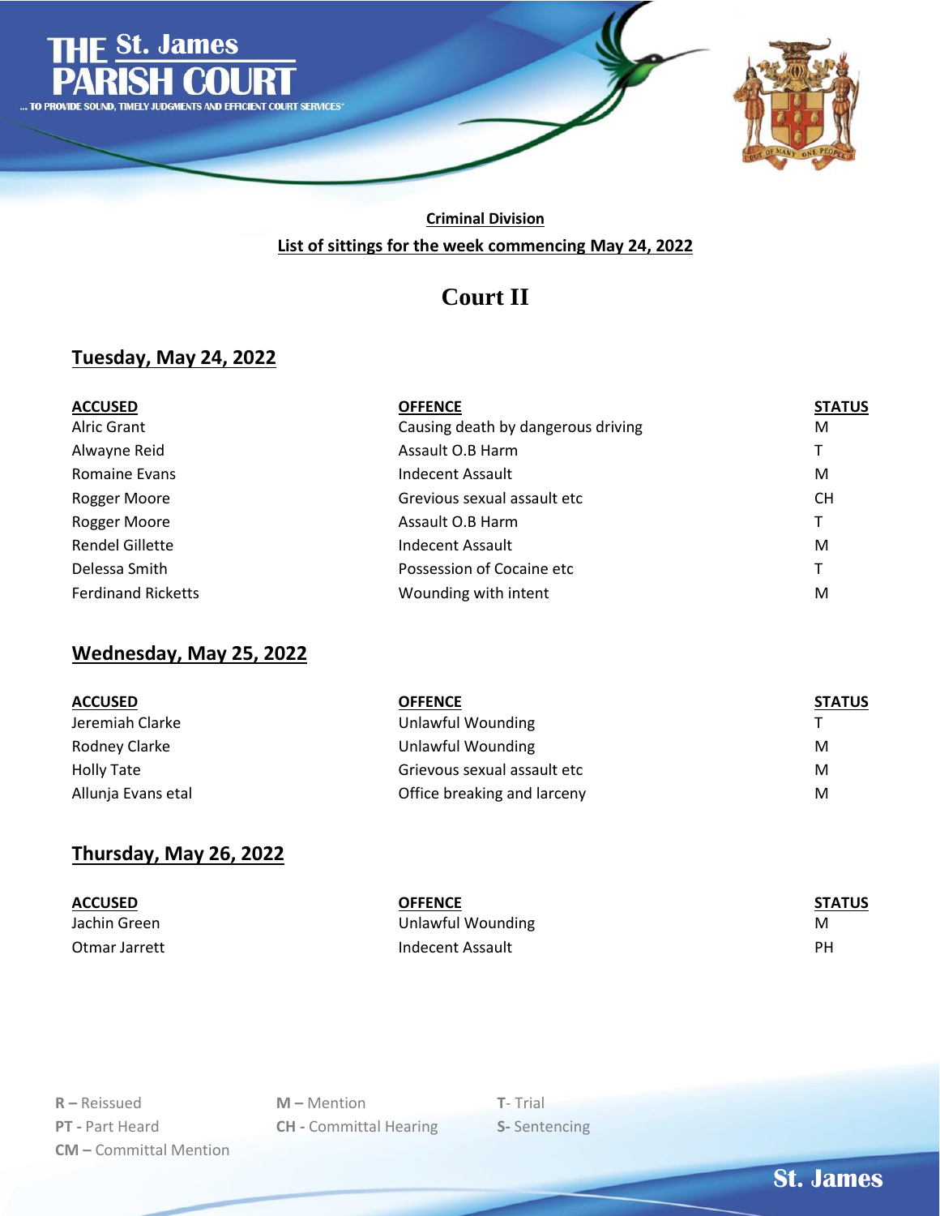# THE St. James PARISH COURT

... TO PROVIDE SOUND, TIMELY JUDGMENTS AND EFFICIENT COURT SERVICES"

**Criminal Division**

**List of sittings for the week commencing May 24, 2022**

## Court II

### Tuesday, May 24, 2022

| ACCUSED | OFFENCE | STATUS |
|---|---|---|
| Alric Grant | Causing death by dangerous driving | M |
| Alwayne Reid | Assault O.B Harm | T |
| Romaine Evans | Indecent Assault | M |
| Rogger Moore | Grevious sexual assault etc | CH |
| Rogger Moore | Assault O.B Harm | T |
| Rendel Gillette | Indecent Assault | M |
| Delessa Smith | Possession of Cocaine etc | T |
| Ferdinand Ricketts | Wounding with intent | M |

### Wednesday, May 25, 2022

| ACCUSED | OFFENCE | STATUS |
|---|---|---|
| Jeremiah Clarke | Unlawful Wounding | T |
| Rodney Clarke | Unlawful Wounding | M |
| Holly Tate | Grievous sexual assault etc | M |
| Allunja Evans etal | Office breaking and larceny | M |

### Thursday, May 26, 2022

| ACCUSED | OFFENCE | STATUS |
|---|---|---|
| Jachin Green | Unlawful Wounding | M |
| Otmar Jarrett | Indecent Assault | PH |

**R –** Reissued
**PT -** Part Heard
**CM –** Committal Mention
**M –** Mention
**CH -** Committal Hearing
**T**- Trial
**S-** Sentencing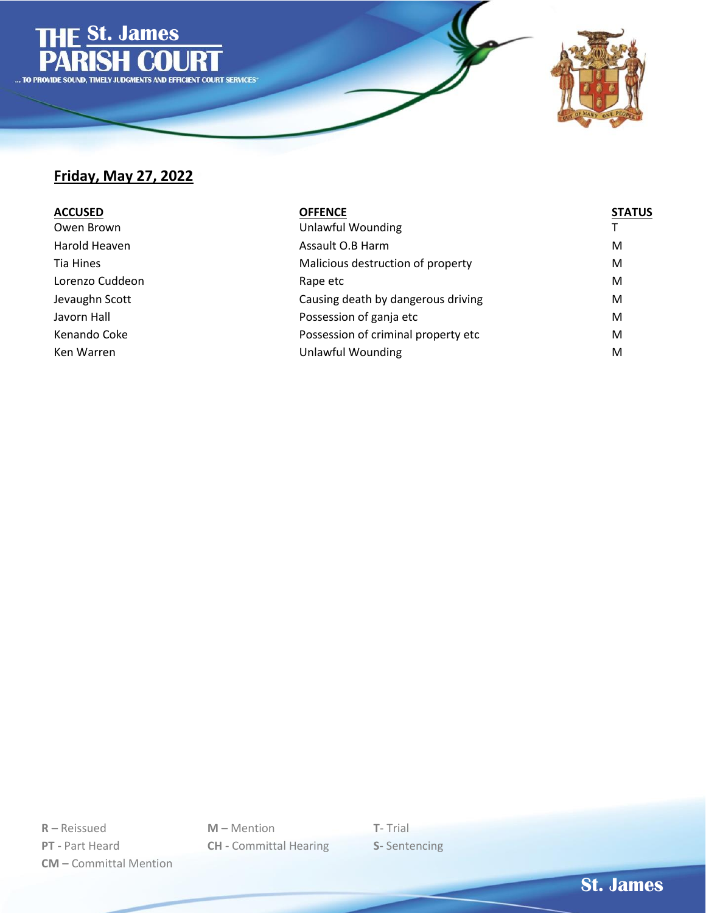**Friday, May 27, 2022**

| ACCUSED | OFFENCE | STATUS |
|---|---|---|
| Owen Brown | Unlawful Wounding | T |
| Harold Heaven | Assault O.B Harm | M |
| Tia Hines | Malicious destruction of property | M |
| Lorenzo Cuddeon | Rape etc | M |
| Jevaughn Scott | Causing death by dangerous driving | M |
| Javorn Hall | Possession of ganja etc | M |
| Kenando Coke | Possession of criminal property etc | M |
| Ken Warren | Unlawful Wounding | M |

**R –** Reissued
**PT -** Part Heard
**CM –** Committal Mention
**M –** Mention
**CH -** Committal Hearing
**T**- Trial
**S-** Sentencing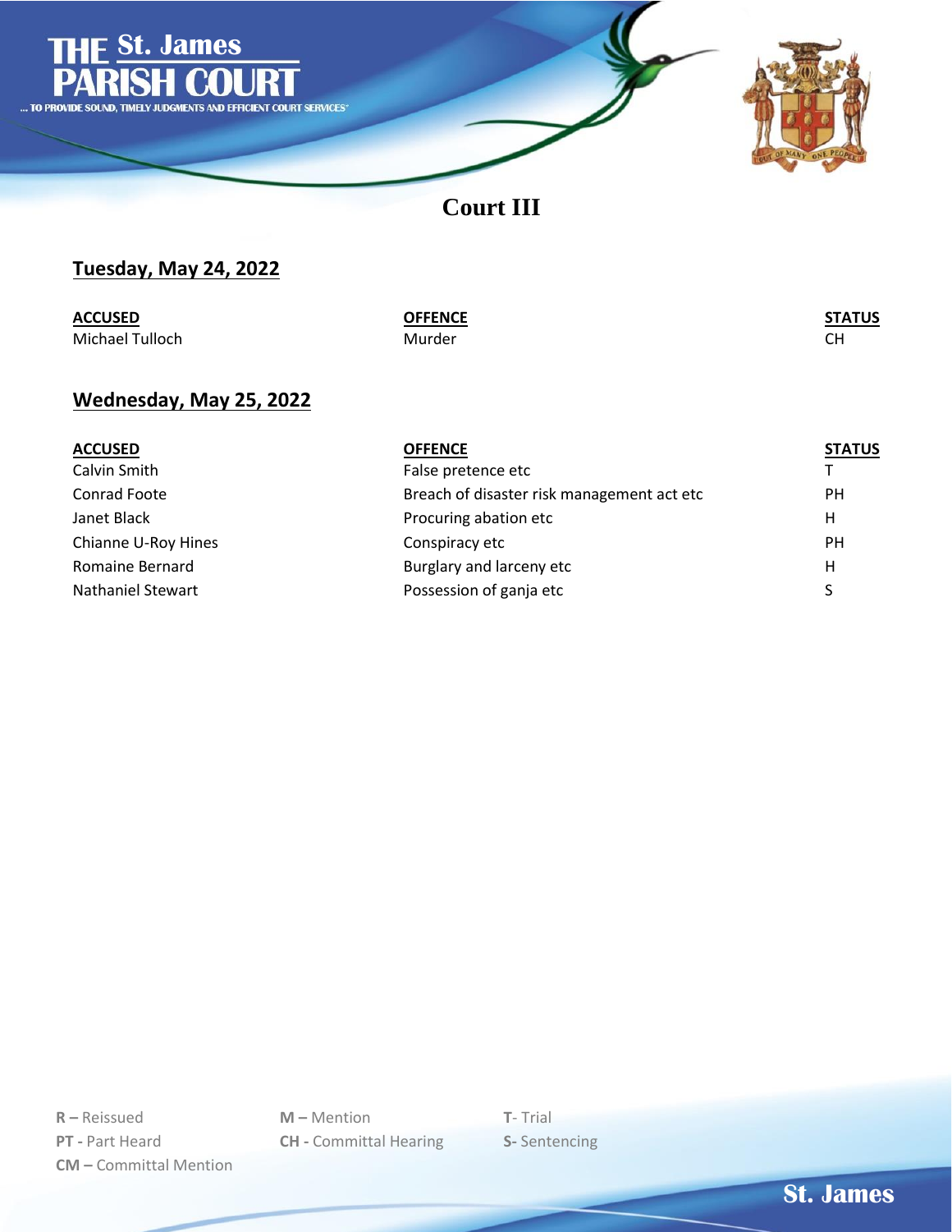# THE St. James PARISH COURT

... TO PROVIDE SOUND, TIMELY JUDGMENTS AND EFFICIENT COURT SERVICES"

## Court III

### Tuesday, May 24, 2022

| ACCUSED | OFFENCE | STATUS |
|---|---|---|
| Michael Tulloch | Murder | CH |

### Wednesday, May 25, 2022

| ACCUSED | OFFENCE | STATUS |
|---|---|---|
| Calvin Smith | False pretence etc | T |
| Conrad Foote | Breach of disaster risk management act etc | PH |
| Janet Black | Procuring abation etc | H |
| Chianne U-Roy Hines | Conspiracy etc | PH |
| Romaine Bernard | Burglary and larceny etc | H |
| Nathaniel Stewart | Possession of ganja etc | S |

**R –** Reissued
**PT -** Part Heard
**CM –** Committal Mention
**M –** Mention
**CH -** Committal Hearing
**T**- Trial
**S-** Sentencing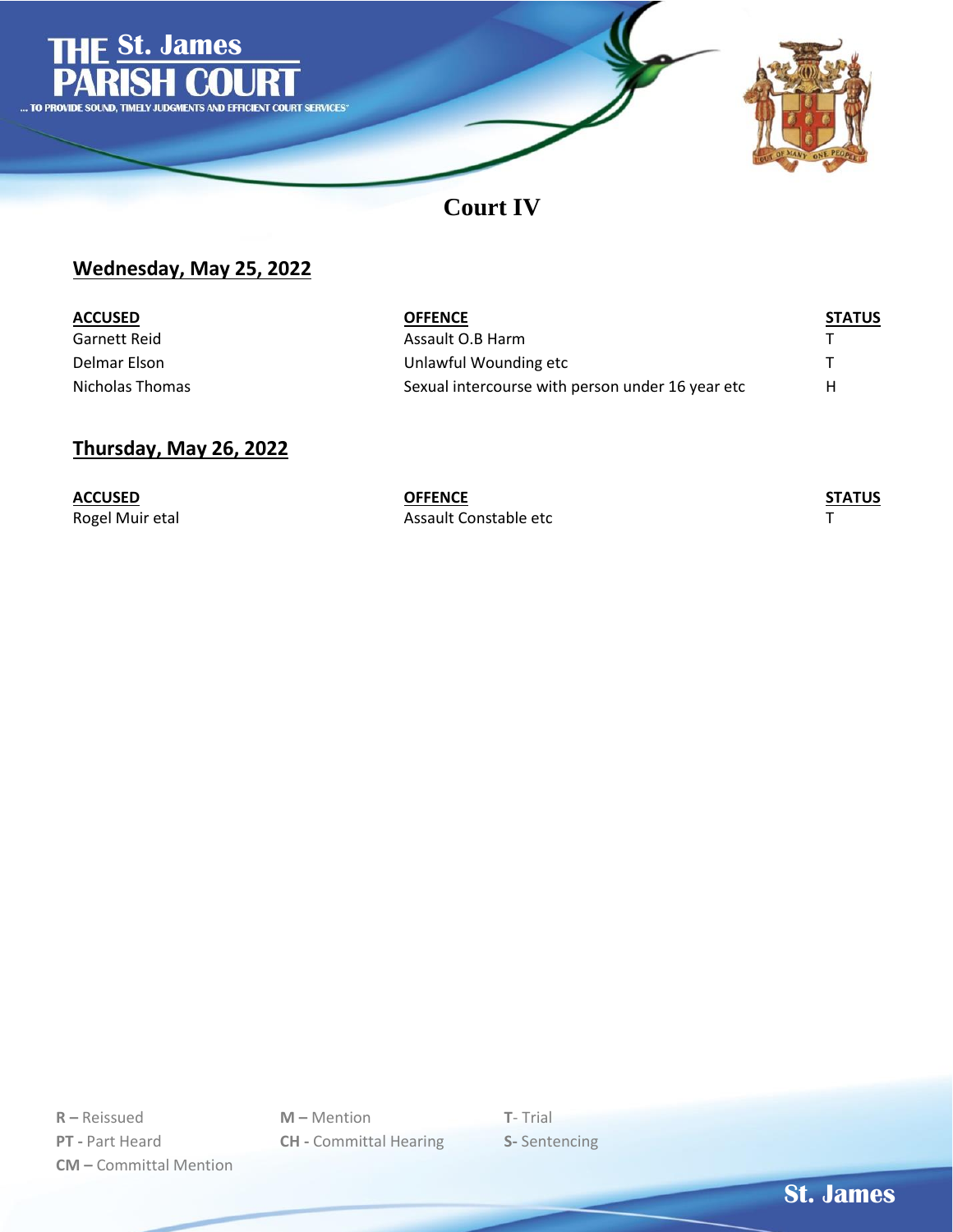# THE St. James PARISH COURT

... TO PROVIDE SOUND, TIMELY JUDGMENTS AND EFFICIENT COURT SERVICES"

## Court IV

### Wednesday, May 25, 2022

| ACCUSED | OFFENCE | STATUS |
|---|---|---|
| Garnett Reid | Assault O.B Harm | T |
| Delmar Elson | Unlawful Wounding etc | T |
| Nicholas Thomas | Sexual intercourse with person under 16 year etc | H |

### Thursday, May 26, 2022

| ACCUSED | OFFENCE | STATUS |
|---|---|---|
| Rogel Muir etal | Assault Constable etc | T |

**R –** Reissued
**PT -** Part Heard
**CM –** Committal Mention
**M –** Mention
**CH -** Committal Hearing
**T**- Trial
**S-** Sentencing